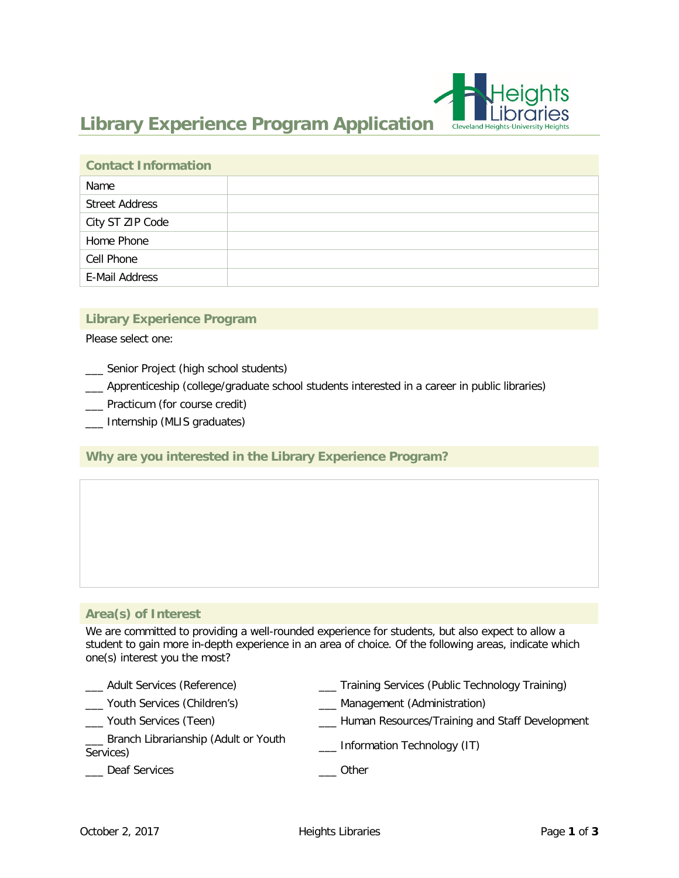# Library Experience Program Application

## Contact Information

| Name | |
|---|---|
| Street Address | |
| City ST ZIP Code | |
| Home Phone | |
| Cell Phone | |
| E-Mail Address | |

## Library Experience Program

Please select one:

___ Senior Project (high school students)

___ Apprenticeship (college/graduate school students interested in a career in public libraries)

___ Practicum (for course credit)

___ Internship (MLIS graduates)

## Why are you interested in the Library Experience Program?

## Area(s) of Interest

We are committed to providing a well-rounded experience for students, but also expect to allow a student to gain more in-depth experience in an area of choice. Of the following areas, indicate which one(s) interest you the most?

___ Adult Services (Reference)

___ Youth Services (Children's)

___ Youth Services (Teen)

___ Branch Librarianship (Adult or Youth Services)

___ Deaf Services

___ Training Services (Public Technology Training)

___ Management (Administration)

___ Human Resources/Training and Staff Development

___ Information Technology (IT)

___ Other

October 2, 2017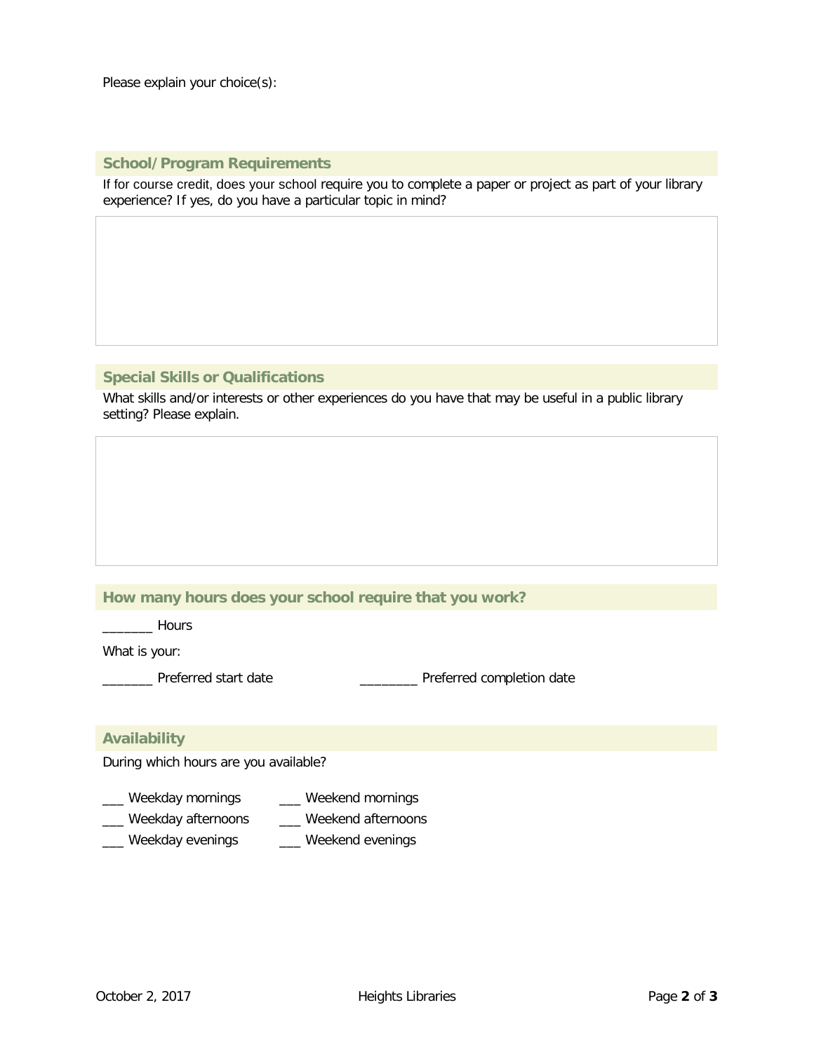Please explain your choice(s):

## School/Program Requirements

If for course credit, does your school require you to complete a paper or project as part of your library experience? If yes, do you have a particular topic in mind?

## Special Skills or Qualifications

What skills and/or interests or other experiences do you have that may be useful in a public library setting? Please explain.

## How many hours does your school require that you work?

_______ Hours

What is your:

_______ Preferred start date

________ Preferred completion date

## Availability

During which hours are you available?

___ Weekday mornings
___ Weekday afternoons
___ Weekday evenings

___ Weekend mornings
___ Weekend afternoons
___ Weekend evenings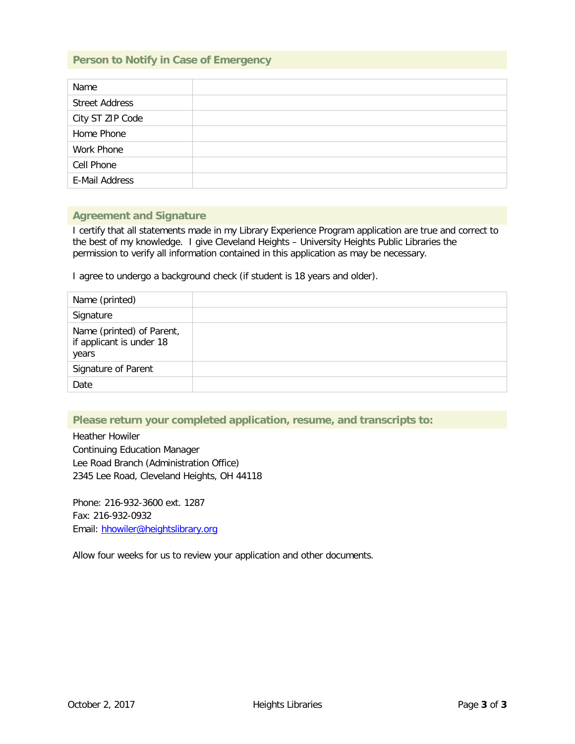## Person to Notify in Case of Emergency

| | |
|---|---|
| Name | |
| Street Address | |
| City ST ZIP Code | |
| Home Phone | |
| Work Phone | |
| Cell Phone | |
| E-Mail Address | |

## Agreement and Signature

I certify that all statements made in my Library Experience Program application are true and correct to the best of my knowledge. I give Cleveland Heights – University Heights Public Libraries the permission to verify all information contained in this application as may be necessary.

I agree to undergo a background check (if student is 18 years and older).

| | |
|---|---|
| Name (printed) | |
| Signature | |
| Name (printed) of Parent, if applicant is under 18 years | |
| Signature of Parent | |
| Date | |

## Please return your completed application, resume, and transcripts to:

Heather Howiler
Continuing Education Manager
Lee Road Branch (Administration Office)
2345 Lee Road, Cleveland Heights, OH 44118

Phone: 216-932-3600 ext. 1287
Fax: 216-932-0932
Email: hhowiler@heightslibrary.org

Allow four weeks for us to review your application and other documents.